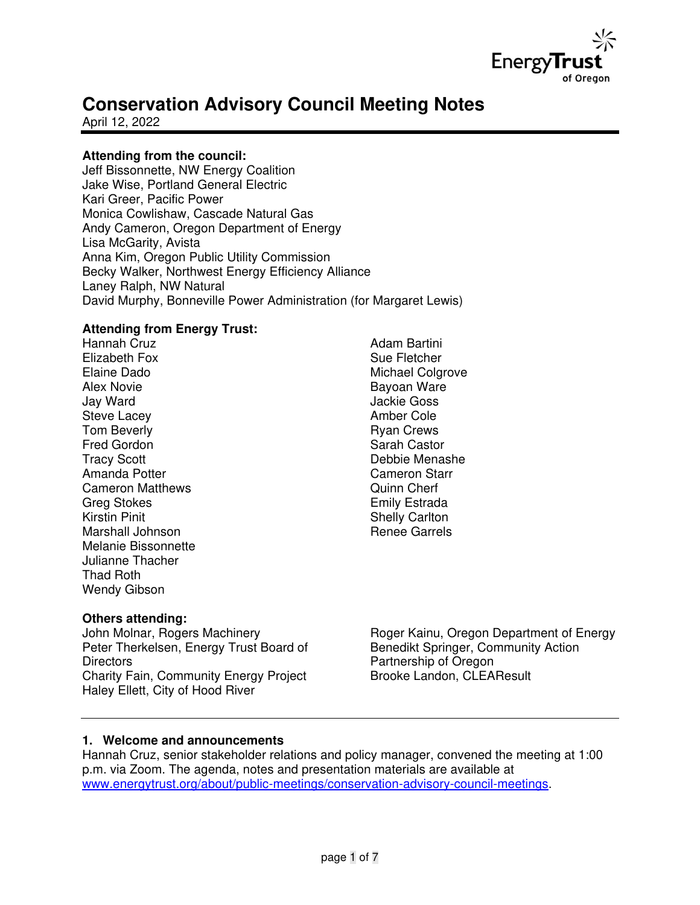# Conservation Advisory Council Meeting Notes

April 12, 2022

**Attending from the council:**
Jeff Bissonnette, NW Energy Coalition
Jake Wise, Portland General Electric
Kari Greer, Pacific Power
Monica Cowlishaw, Cascade Natural Gas
Andy Cameron, Oregon Department of Energy
Lisa McGarity, Avista
Anna Kim, Oregon Public Utility Commission
Becky Walker, Northwest Energy Efficiency Alliance
Laney Ralph, NW Natural
David Murphy, Bonneville Power Administration (for Margaret Lewis)

**Attending from Energy Trust:**
Hannah Cruz
Elizabeth Fox
Elaine Dado
Alex Novie
Jay Ward
Steve Lacey
Tom Beverly
Fred Gordon
Tracy Scott
Amanda Potter
Cameron Matthews
Greg Stokes
Kirstin Pinit
Marshall Johnson
Melanie Bissonnette
Julianne Thacher
Thad Roth
Wendy Gibson
Adam Bartini
Sue Fletcher
Michael Colgrove
Bayoan Ware
Jackie Goss
Amber Cole
Ryan Crews
Sarah Castor
Debbie Menashe
Cameron Starr
Quinn Cherf
Emily Estrada
Shelly Carlton
Renee Garrels

**Others attending:**
John Molnar, Rogers Machinery
Peter Therkelsen, Energy Trust Board of Directors
Charity Fain, Community Energy Project
Haley Ellett, City of Hood River
Roger Kainu, Oregon Department of Energy
Benedikt Springer, Community Action Partnership of Oregon
Brooke Landon, CLEAResult

---

**1. Welcome and announcements**

Hannah Cruz, senior stakeholder relations and policy manager, convened the meeting at 1:00 p.m. via Zoom. The agenda, notes and presentation materials are available at www.energytrust.org/about/public-meetings/conservation-advisory-council-meetings.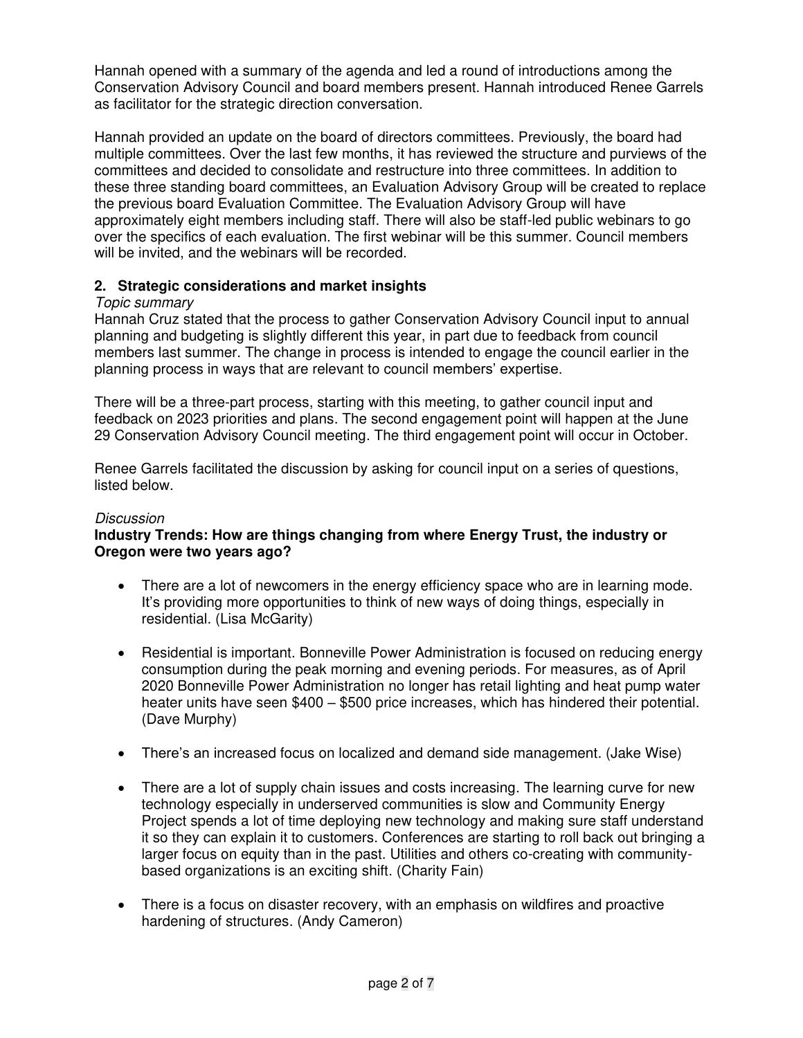Hannah opened with a summary of the agenda and led a round of introductions among the Conservation Advisory Council and board members present. Hannah introduced Renee Garrels as facilitator for the strategic direction conversation.

Hannah provided an update on the board of directors committees. Previously, the board had multiple committees. Over the last few months, it has reviewed the structure and purviews of the committees and decided to consolidate and restructure into three committees. In addition to these three standing board committees, an Evaluation Advisory Group will be created to replace the previous board Evaluation Committee. The Evaluation Advisory Group will have approximately eight members including staff. There will also be staff-led public webinars to go over the specifics of each evaluation. The first webinar will be this summer. Council members will be invited, and the webinars will be recorded.

## 2. Strategic considerations and market insights

*Topic summary*

Hannah Cruz stated that the process to gather Conservation Advisory Council input to annual planning and budgeting is slightly different this year, in part due to feedback from council members last summer. The change in process is intended to engage the council earlier in the planning process in ways that are relevant to council members' expertise.

There will be a three-part process, starting with this meeting, to gather council input and feedback on 2023 priorities and plans. The second engagement point will happen at the June 29 Conservation Advisory Council meeting. The third engagement point will occur in October.

Renee Garrels facilitated the discussion by asking for council input on a series of questions, listed below.

*Discussion*

**Industry Trends: How are things changing from where Energy Trust, the industry or Oregon were two years ago?**

- There are a lot of newcomers in the energy efficiency space who are in learning mode. It's providing more opportunities to think of new ways of doing things, especially in residential. (Lisa McGarity)

- Residential is important. Bonneville Power Administration is focused on reducing energy consumption during the peak morning and evening periods. For measures, as of April 2020 Bonneville Power Administration no longer has retail lighting and heat pump water heater units have seen $400 – $500 price increases, which has hindered their potential. (Dave Murphy)

- There's an increased focus on localized and demand side management. (Jake Wise)

- There are a lot of supply chain issues and costs increasing. The learning curve for new technology especially in underserved communities is slow and Community Energy Project spends a lot of time deploying new technology and making sure staff understand it so they can explain it to customers. Conferences are starting to roll back out bringing a larger focus on equity than in the past. Utilities and others co-creating with community-based organizations is an exciting shift. (Charity Fain)

- There is a focus on disaster recovery, with an emphasis on wildfires and proactive hardening of structures. (Andy Cameron)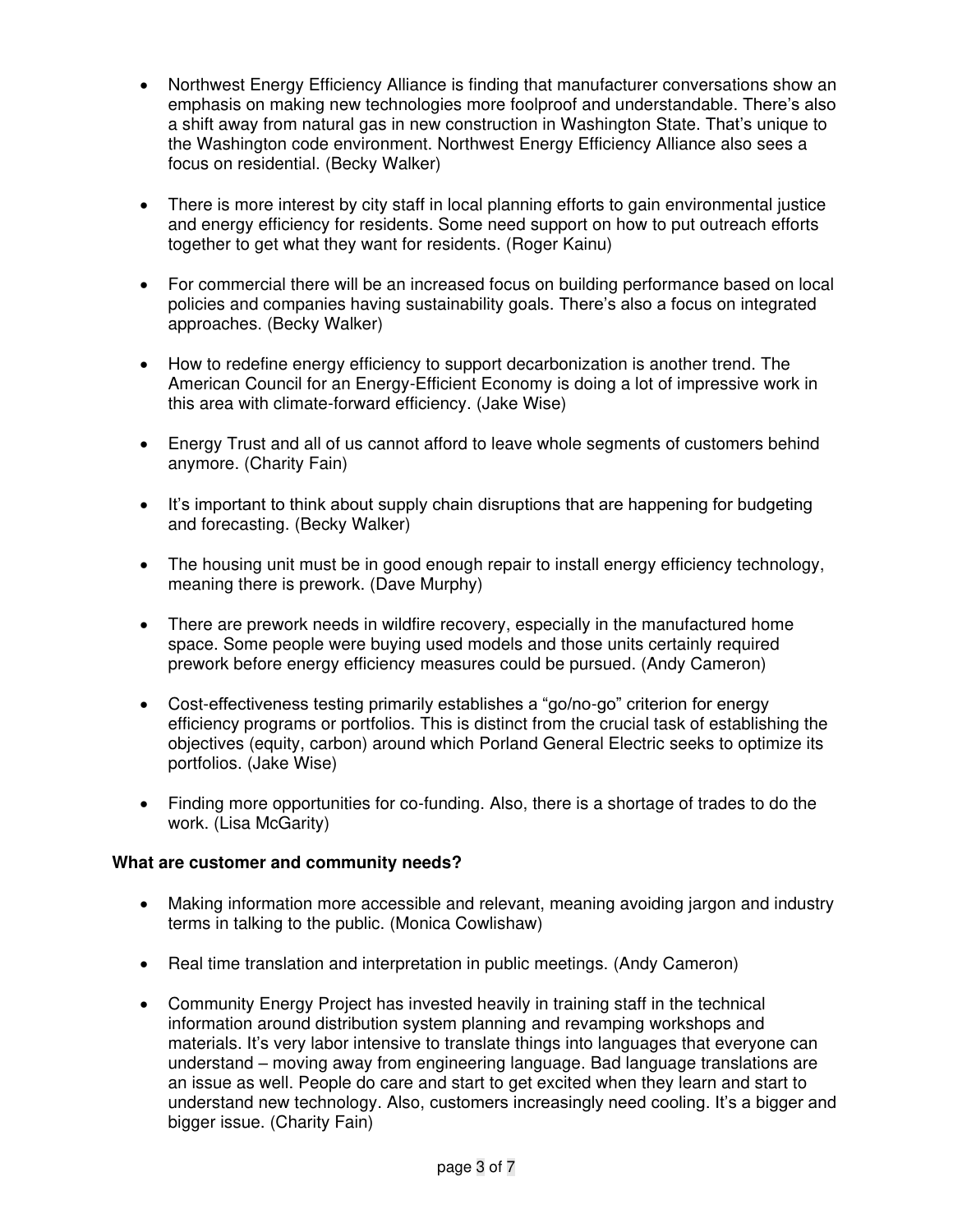- Northwest Energy Efficiency Alliance is finding that manufacturer conversations show an emphasis on making new technologies more foolproof and understandable. There's also a shift away from natural gas in new construction in Washington State. That's unique to the Washington code environment. Northwest Energy Efficiency Alliance also sees a focus on residential. (Becky Walker)

- There is more interest by city staff in local planning efforts to gain environmental justice and energy efficiency for residents. Some need support on how to put outreach efforts together to get what they want for residents. (Roger Kainu)

- For commercial there will be an increased focus on building performance based on local policies and companies having sustainability goals. There's also a focus on integrated approaches. (Becky Walker)

- How to redefine energy efficiency to support decarbonization is another trend. The American Council for an Energy-Efficient Economy is doing a lot of impressive work in this area with climate-forward efficiency. (Jake Wise)

- Energy Trust and all of us cannot afford to leave whole segments of customers behind anymore. (Charity Fain)

- It's important to think about supply chain disruptions that are happening for budgeting and forecasting. (Becky Walker)

- The housing unit must be in good enough repair to install energy efficiency technology, meaning there is prework. (Dave Murphy)

- There are prework needs in wildfire recovery, especially in the manufactured home space. Some people were buying used models and those units certainly required prework before energy efficiency measures could be pursued. (Andy Cameron)

- Cost-effectiveness testing primarily establishes a "go/no-go" criterion for energy efficiency programs or portfolios. This is distinct from the crucial task of establishing the objectives (equity, carbon) around which Porland General Electric seeks to optimize its portfolios. (Jake Wise)

- Finding more opportunities for co-funding. Also, there is a shortage of trades to do the work. (Lisa McGarity)

**What are customer and community needs?**

- Making information more accessible and relevant, meaning avoiding jargon and industry terms in talking to the public. (Monica Cowlishaw)

- Real time translation and interpretation in public meetings. (Andy Cameron)

- Community Energy Project has invested heavily in training staff in the technical information around distribution system planning and revamping workshops and materials. It's very labor intensive to translate things into languages that everyone can understand – moving away from engineering language. Bad language translations are an issue as well. People do care and start to get excited when they learn and start to understand new technology. Also, customers increasingly need cooling. It's a bigger and bigger issue. (Charity Fain)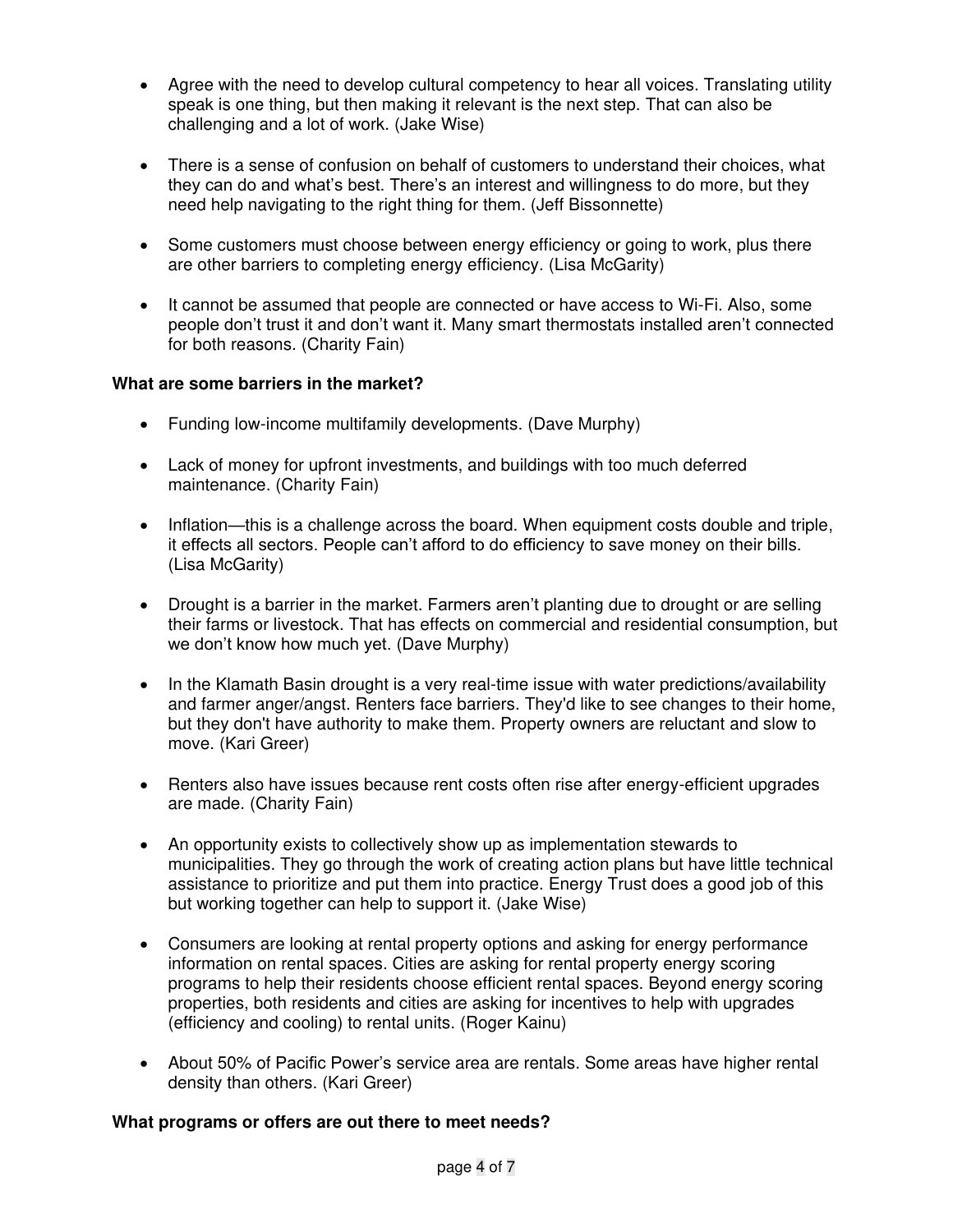- Agree with the need to develop cultural competency to hear all voices. Translating utility speak is one thing, but then making it relevant is the next step. That can also be challenging and a lot of work. (Jake Wise)

- There is a sense of confusion on behalf of customers to understand their choices, what they can do and what's best. There's an interest and willingness to do more, but they need help navigating to the right thing for them. (Jeff Bissonnette)

- Some customers must choose between energy efficiency or going to work, plus there are other barriers to completing energy efficiency. (Lisa McGarity)

- It cannot be assumed that people are connected or have access to Wi-Fi. Also, some people don't trust it and don't want it. Many smart thermostats installed aren't connected for both reasons. (Charity Fain)

**What are some barriers in the market?**

- Funding low-income multifamily developments. (Dave Murphy)

- Lack of money for upfront investments, and buildings with too much deferred maintenance. (Charity Fain)

- Inflation—this is a challenge across the board. When equipment costs double and triple, it effects all sectors. People can't afford to do efficiency to save money on their bills. (Lisa McGarity)

- Drought is a barrier in the market. Farmers aren't planting due to drought or are selling their farms or livestock. That has effects on commercial and residential consumption, but we don't know how much yet. (Dave Murphy)

- In the Klamath Basin drought is a very real-time issue with water predictions/availability and farmer anger/angst. Renters face barriers. They'd like to see changes to their home, but they don't have authority to make them. Property owners are reluctant and slow to move. (Kari Greer)

- Renters also have issues because rent costs often rise after energy-efficient upgrades are made. (Charity Fain)

- An opportunity exists to collectively show up as implementation stewards to municipalities. They go through the work of creating action plans but have little technical assistance to prioritize and put them into practice. Energy Trust does a good job of this but working together can help to support it. (Jake Wise)

- Consumers are looking at rental property options and asking for energy performance information on rental spaces. Cities are asking for rental property energy scoring programs to help their residents choose efficient rental spaces. Beyond energy scoring properties, both residents and cities are asking for incentives to help with upgrades (efficiency and cooling) to rental units. (Roger Kainu)

- About 50% of Pacific Power's service area are rentals. Some areas have higher rental density than others. (Kari Greer)

**What programs or offers are out there to meet needs?**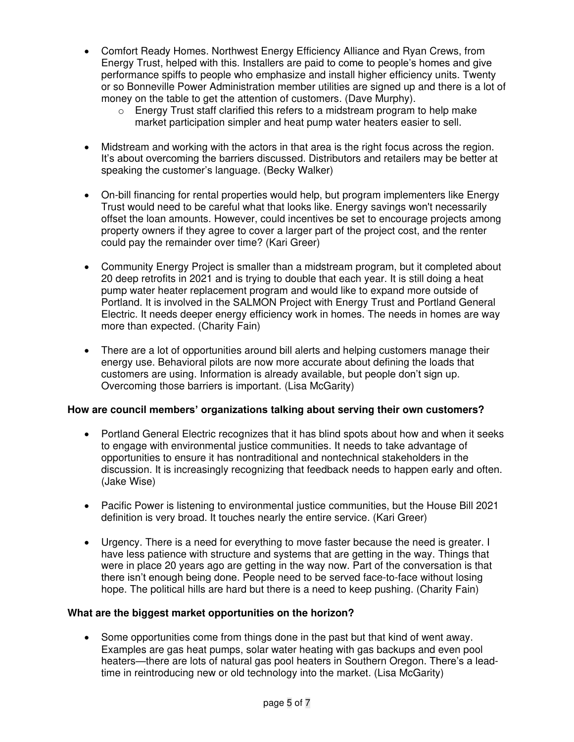- Comfort Ready Homes. Northwest Energy Efficiency Alliance and Ryan Crews, from Energy Trust, helped with this. Installers are paid to come to people's homes and give performance spiffs to people who emphasize and install higher efficiency units. Twenty or so Bonneville Power Administration member utilities are signed up and there is a lot of money on the table to get the attention of customers. (Dave Murphy).
  - Energy Trust staff clarified this refers to a midstream program to help make market participation simpler and heat pump water heaters easier to sell.

- Midstream and working with the actors in that area is the right focus across the region. It's about overcoming the barriers discussed. Distributors and retailers may be better at speaking the customer's language. (Becky Walker)

- On-bill financing for rental properties would help, but program implementers like Energy Trust would need to be careful what that looks like. Energy savings won't necessarily offset the loan amounts. However, could incentives be set to encourage projects among property owners if they agree to cover a larger part of the project cost, and the renter could pay the remainder over time? (Kari Greer)

- Community Energy Project is smaller than a midstream program, but it completed about 20 deep retrofits in 2021 and is trying to double that each year. It is still doing a heat pump water heater replacement program and would like to expand more outside of Portland. It is involved in the SALMON Project with Energy Trust and Portland General Electric. It needs deeper energy efficiency work in homes. The needs in homes are way more than expected. (Charity Fain)

- There are a lot of opportunities around bill alerts and helping customers manage their energy use. Behavioral pilots are now more accurate about defining the loads that customers are using. Information is already available, but people don't sign up. Overcoming those barriers is important. (Lisa McGarity)

**How are council members' organizations talking about serving their own customers?**

- Portland General Electric recognizes that it has blind spots about how and when it seeks to engage with environmental justice communities. It needs to take advantage of opportunities to ensure it has nontraditional and nontechnical stakeholders in the discussion. It is increasingly recognizing that feedback needs to happen early and often. (Jake Wise)

- Pacific Power is listening to environmental justice communities, but the House Bill 2021 definition is very broad. It touches nearly the entire service. (Kari Greer)

- Urgency. There is a need for everything to move faster because the need is greater. I have less patience with structure and systems that are getting in the way. Things that were in place 20 years ago are getting in the way now. Part of the conversation is that there isn't enough being done. People need to be served face-to-face without losing hope. The political hills are hard but there is a need to keep pushing. (Charity Fain)

**What are the biggest market opportunities on the horizon?**

- Some opportunities come from things done in the past but that kind of went away. Examples are gas heat pumps, solar water heating with gas backups and even pool heaters—there are lots of natural gas pool heaters in Southern Oregon. There's a lead-time in reintroducing new or old technology into the market. (Lisa McGarity)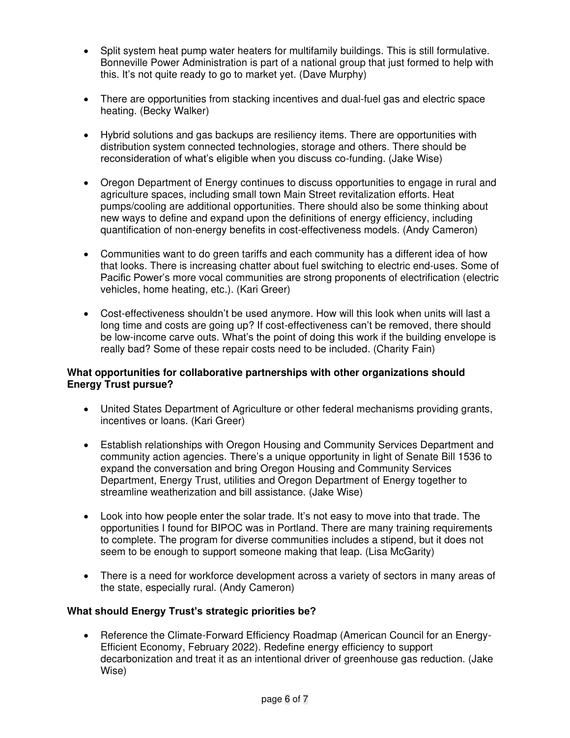- Split system heat pump water heaters for multifamily buildings. This is still formulative. Bonneville Power Administration is part of a national group that just formed to help with this. It's not quite ready to go to market yet. (Dave Murphy)

- There are opportunities from stacking incentives and dual-fuel gas and electric space heating. (Becky Walker)

- Hybrid solutions and gas backups are resiliency items. There are opportunities with distribution system connected technologies, storage and others. There should be reconsideration of what's eligible when you discuss co-funding. (Jake Wise)

- Oregon Department of Energy continues to discuss opportunities to engage in rural and agriculture spaces, including small town Main Street revitalization efforts. Heat pumps/cooling are additional opportunities. There should also be some thinking about new ways to define and expand upon the definitions of energy efficiency, including quantification of non-energy benefits in cost-effectiveness models. (Andy Cameron)

- Communities want to do green tariffs and each community has a different idea of how that looks. There is increasing chatter about fuel switching to electric end-uses. Some of Pacific Power's more vocal communities are strong proponents of electrification (electric vehicles, home heating, etc.). (Kari Greer)

- Cost-effectiveness shouldn't be used anymore. How will this look when units will last a long time and costs are going up? If cost-effectiveness can't be removed, there should be low-income carve outs. What's the point of doing this work if the building envelope is really bad? Some of these repair costs need to be included. (Charity Fain)

**What opportunities for collaborative partnerships with other organizations should Energy Trust pursue?**

- United States Department of Agriculture or other federal mechanisms providing grants, incentives or loans. (Kari Greer)

- Establish relationships with Oregon Housing and Community Services Department and community action agencies. There's a unique opportunity in light of Senate Bill 1536 to expand the conversation and bring Oregon Housing and Community Services Department, Energy Trust, utilities and Oregon Department of Energy together to streamline weatherization and bill assistance. (Jake Wise)

- Look into how people enter the solar trade. It's not easy to move into that trade. The opportunities I found for BIPOC was in Portland. There are many training requirements to complete. The program for diverse communities includes a stipend, but it does not seem to be enough to support someone making that leap. (Lisa McGarity)

- There is a need for workforce development across a variety of sectors in many areas of the state, especially rural. (Andy Cameron)

**What should Energy Trust's strategic priorities be?**

- Reference the Climate-Forward Efficiency Roadmap (American Council for an Energy-Efficient Economy, February 2022). Redefine energy efficiency to support decarbonization and treat it as an intentional driver of greenhouse gas reduction. (Jake Wise)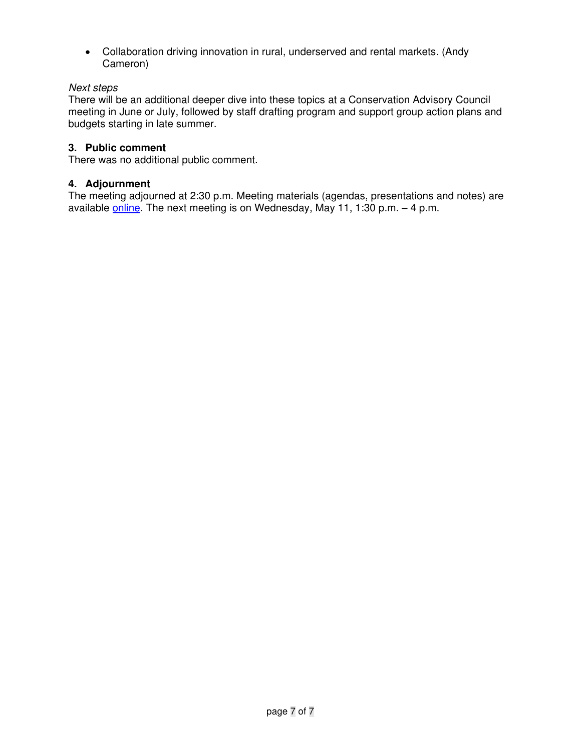- Collaboration driving innovation in rural, underserved and rental markets. (Andy Cameron)

*Next steps*
There will be an additional deeper dive into these topics at a Conservation Advisory Council meeting in June or July, followed by staff drafting program and support group action plans and budgets starting in late summer.

**3. Public comment**
There was no additional public comment.

**4. Adjournment**
The meeting adjourned at 2:30 p.m. Meeting materials (agendas, presentations and notes) are available online. The next meeting is on Wednesday, May 11, 1:30 p.m. – 4 p.m.